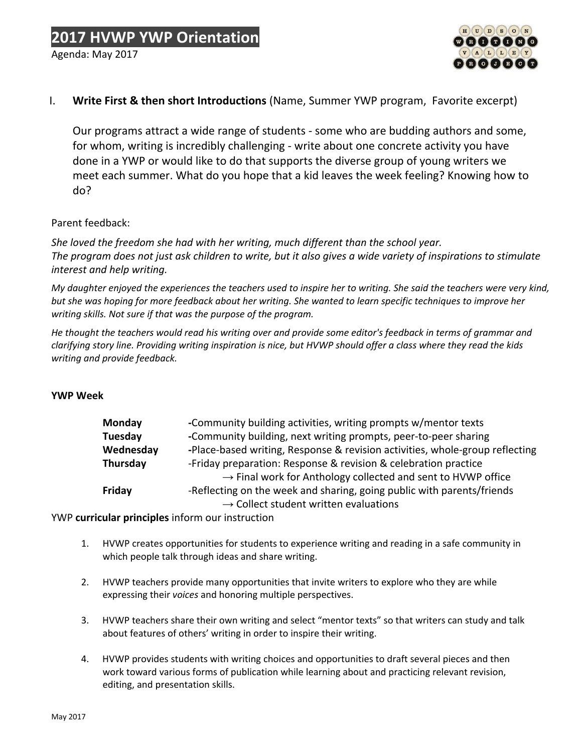# 2017 HVWP YWP Orientation

Agenda: May 2017

I. **Write First & then short Introductions** (Name, Summer YWP program, Favorite excerpt)

Our programs attract a wide range of students - some who are budding authors and some, for whom, writing is incredibly challenging - write about one concrete activity you have done in a YWP or would like to do that supports the diverse group of young writers we meet each summer. What do you hope that a kid leaves the week feeling? Knowing how to do?

Parent feedback:

*She loved the freedom she had with her writing, much different than the school year.*
*The program does not just ask children to write, but it also gives a wide variety of inspirations to stimulate interest and help writing.*

*My daughter enjoyed the experiences the teachers used to inspire her to writing. She said the teachers were very kind, but she was hoping for more feedback about her writing. She wanted to learn specific techniques to improve her writing skills. Not sure if that was the purpose of the program.*

*He thought the teachers would read his writing over and provide some editor's feedback in terms of grammar and clarifying story line. Providing writing inspiration is nice, but HVWP should offer a class where they read the kids writing and provide feedback.*

**YWP Week**

| | |
|---|---|
| **Monday** | -Community building activities, writing prompts w/mentor texts |
| **Tuesday** | -Community building, next writing prompts, peer-to-peer sharing |
| **Wednesday** | -Place-based writing, Response & revision activities, whole-group reflecting |
| **Thursday** | -Friday preparation: Response & revision & celebration practice<br>→ Final work for Anthology collected and sent to HVWP office |
| **Friday** | -Reflecting on the week and sharing, going public with parents/friends<br>→ Collect student written evaluations |

YWP **curricular principles** inform our instruction

1. HVWP creates opportunities for students to experience writing and reading in a safe community in which people talk through ideas and share writing.

2. HVWP teachers provide many opportunities that invite writers to explore who they are while expressing their *voices* and honoring multiple perspectives.

3. HVWP teachers share their own writing and select "mentor texts" so that writers can study and talk about features of others' writing in order to inspire their writing.

4. HVWP provides students with writing choices and opportunities to draft several pieces and then work toward various forms of publication while learning about and practicing relevant revision, editing, and presentation skills.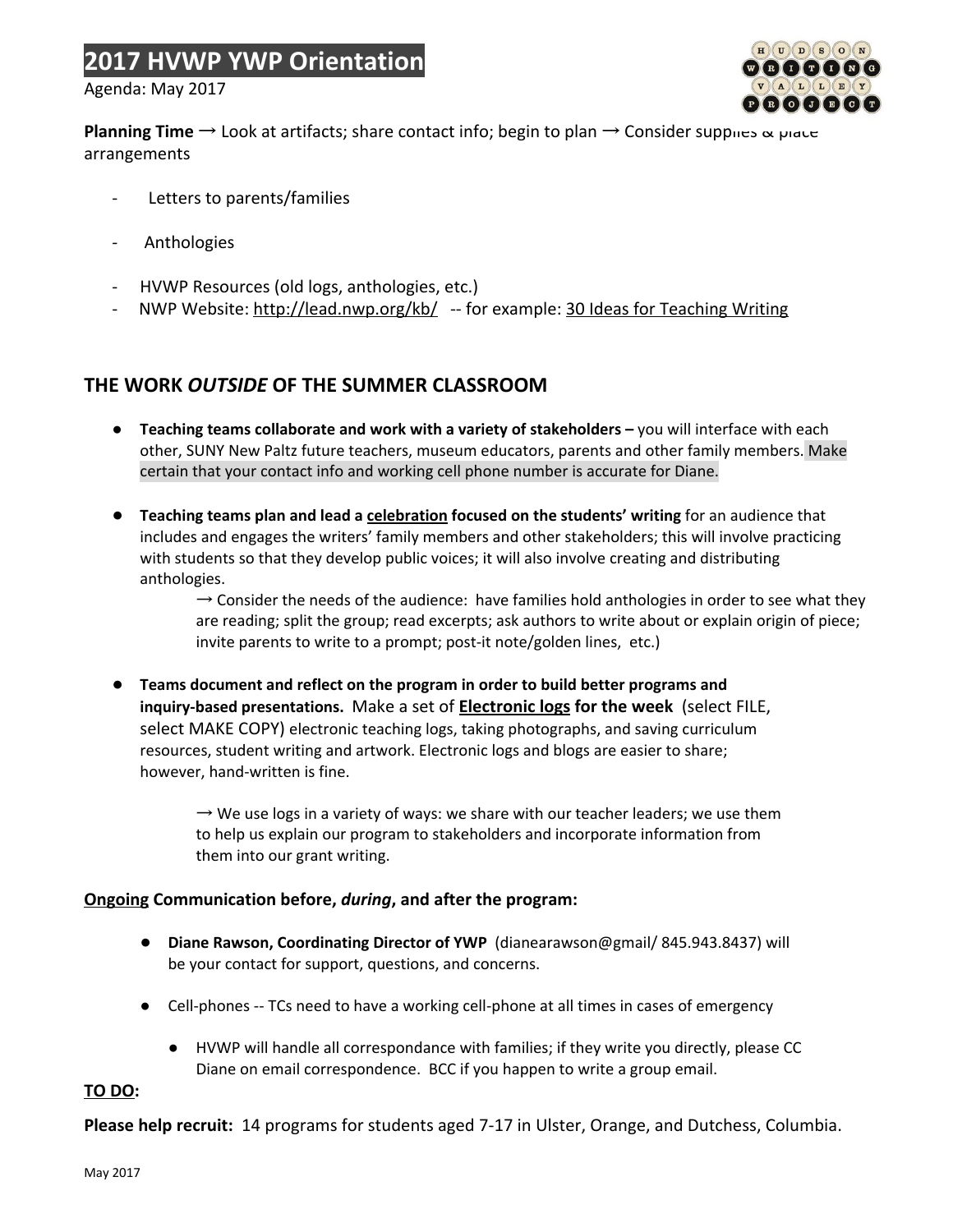# 2017 HVWP YWP Orientation

Agenda: May 2017

**Planning Time** → Look at artifacts; share contact info; begin to plan → Consider supplies & place arrangements

- Letters to parents/families
- Anthologies
- HVWP Resources (old logs, anthologies, etc.)
- NWP Website: http://lead.nwp.org/kb/ -- for example: 30 Ideas for Teaching Writing

## THE WORK *OUTSIDE* OF THE SUMMER CLASSROOM

- **Teaching teams collaborate and work with a variety of stakeholders –** you will interface with each other, SUNY New Paltz future teachers, museum educators, parents and other family members. Make certain that your contact info and working cell phone number is accurate for Diane.
- **Teaching teams plan and lead a celebration focused on the students' writing** for an audience that includes and engages the writers' family members and other stakeholders; this will involve practicing with students so that they develop public voices; it will also involve creating and distributing anthologies.

  → Consider the needs of the audience: have families hold anthologies in order to see what they are reading; split the group; read excerpts; ask authors to write about or explain origin of piece; invite parents to write to a prompt; post-it note/golden lines, etc.)

- **Teams document and reflect on the program in order to build better programs and inquiry-based presentations.** Make a set of **Electronic logs for the week** (select FILE, select MAKE COPY) electronic teaching logs, taking photographs, and saving curriculum resources, student writing and artwork. Electronic logs and blogs are easier to share; however, hand-written is fine.

  → We use logs in a variety of ways: we share with our teacher leaders; we use them to help us explain our program to stakeholders and incorporate information from them into our grant writing.

### Ongoing Communication before, *during*, and after the program:

- **Diane Rawson, Coordinating Director of YWP** (dianearawson@gmail/ 845.943.8437) will be your contact for support, questions, and concerns.
- Cell-phones -- TCs need to have a working cell-phone at all times in cases of emergency
  - HVWP will handle all correspondance with families; if they write you directly, please CC Diane on email correspondence. BCC if you happen to write a group email.

**TO DO:**

**Please help recruit:** 14 programs for students aged 7-17 in Ulster, Orange, and Dutchess, Columbia.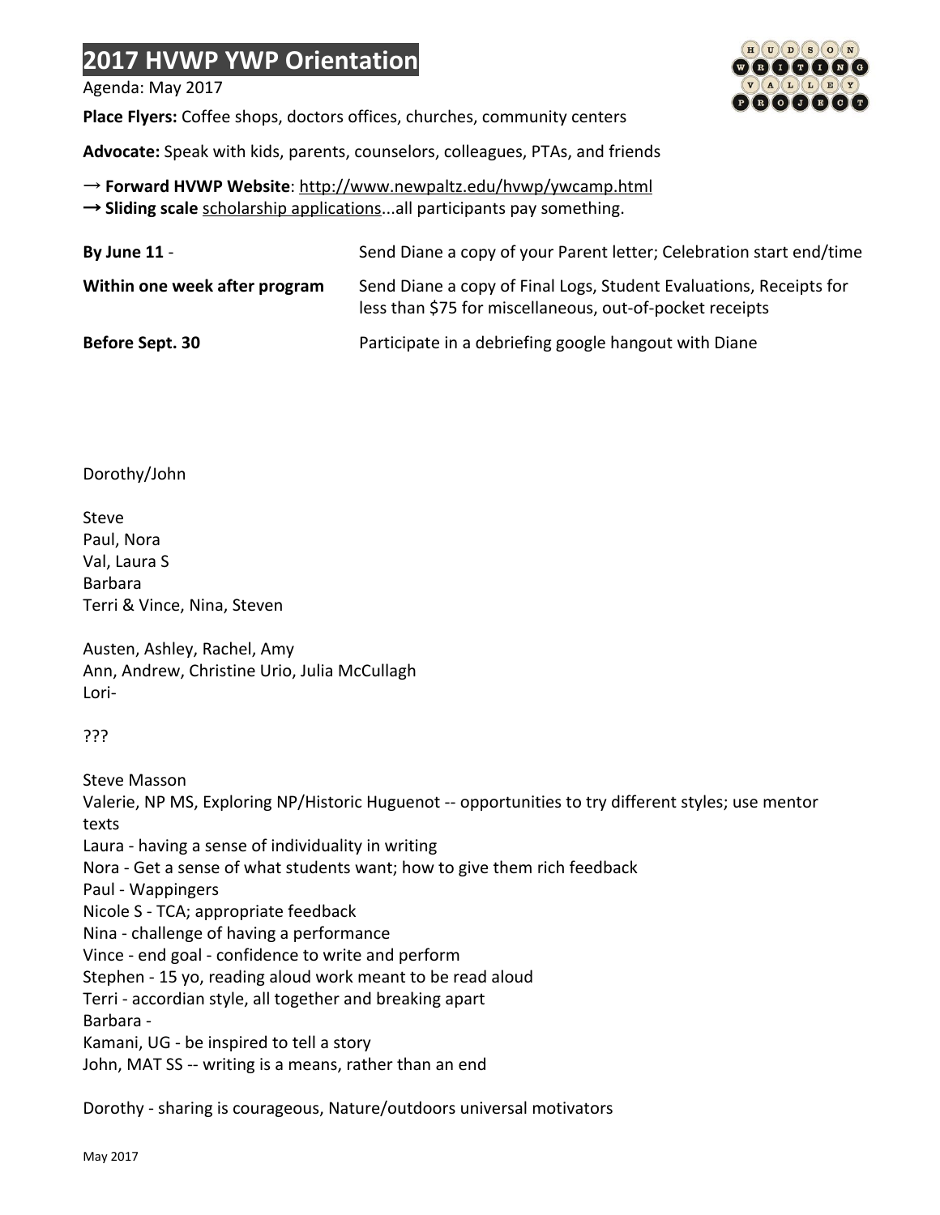# 2017 HVWP YWP Orientation

Agenda: May 2017

**Place Flyers:** Coffee shops, doctors offices, churches, community centers

**Advocate:** Speak with kids, parents, counselors, colleagues, PTAs, and friends

→ **Forward HVWP Website**: http://www.newpaltz.edu/hvwp/ywcamp.html
→ **Sliding scale** scholarship applications...all participants pay something.

| | |
|---|---|
| **By June 11** - | Send Diane a copy of your Parent letter; Celebration start end/time |
| **Within one week after program** | Send Diane a copy of Final Logs, Student Evaluations, Receipts for less than $75 for miscellaneous, out-of-pocket receipts |
| **Before Sept. 30** | Participate in a debriefing google hangout with Diane |

Dorothy/John

Steve
Paul, Nora
Val, Laura S
Barbara
Terri & Vince, Nina, Steven

Austen, Ashley, Rachel, Amy
Ann, Andrew, Christine Urio, Julia McCullagh
Lori-

???

Steve Masson
Valerie, NP MS, Exploring NP/Historic Huguenot -- opportunities to try different styles; use mentor texts
Laura - having a sense of individuality in writing
Nora - Get a sense of what students want; how to give them rich feedback
Paul - Wappingers
Nicole S - TCA; appropriate feedback
Nina - challenge of having a performance
Vince - end goal - confidence to write and perform
Stephen - 15 yo, reading aloud work meant to be read aloud
Terri - accordian style, all together and breaking apart
Barbara -
Kamani, UG - be inspired to tell a story
John, MAT SS -- writing is a means, rather than an end

Dorothy - sharing is courageous, Nature/outdoors universal motivators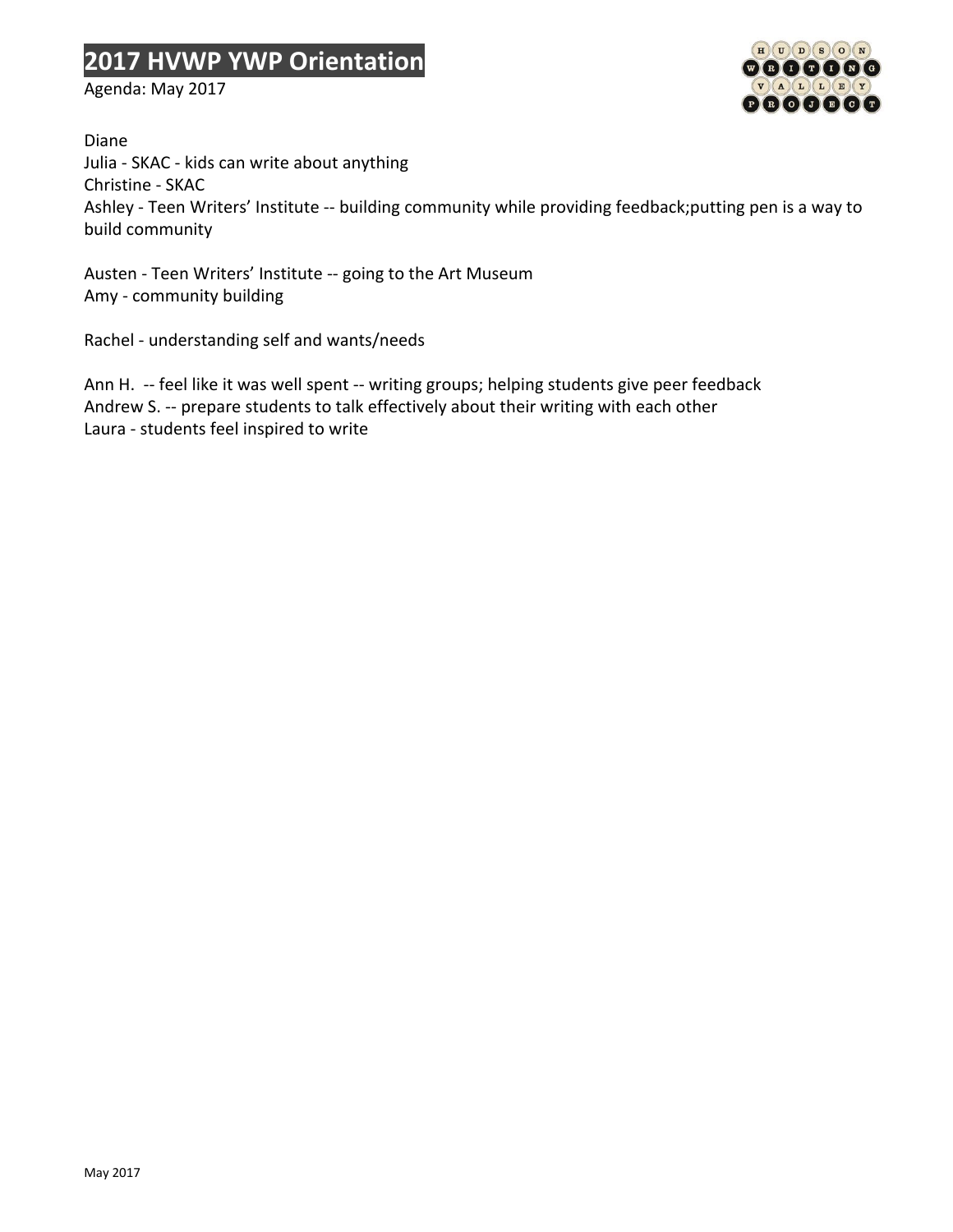# 2017 HVWP YWP Orientation

Agenda: May 2017

Diane
Julia - SKAC - kids can write about anything
Christine - SKAC
Ashley - Teen Writers' Institute -- building community while providing feedback;putting pen is a way to build community

Austen - Teen Writers' Institute -- going to the Art Museum
Amy - community building

Rachel - understanding self and wants/needs

Ann H.  -- feel like it was well spent -- writing groups; helping students give peer feedback
Andrew S. -- prepare students to talk effectively about their writing with each other
Laura - students feel inspired to write